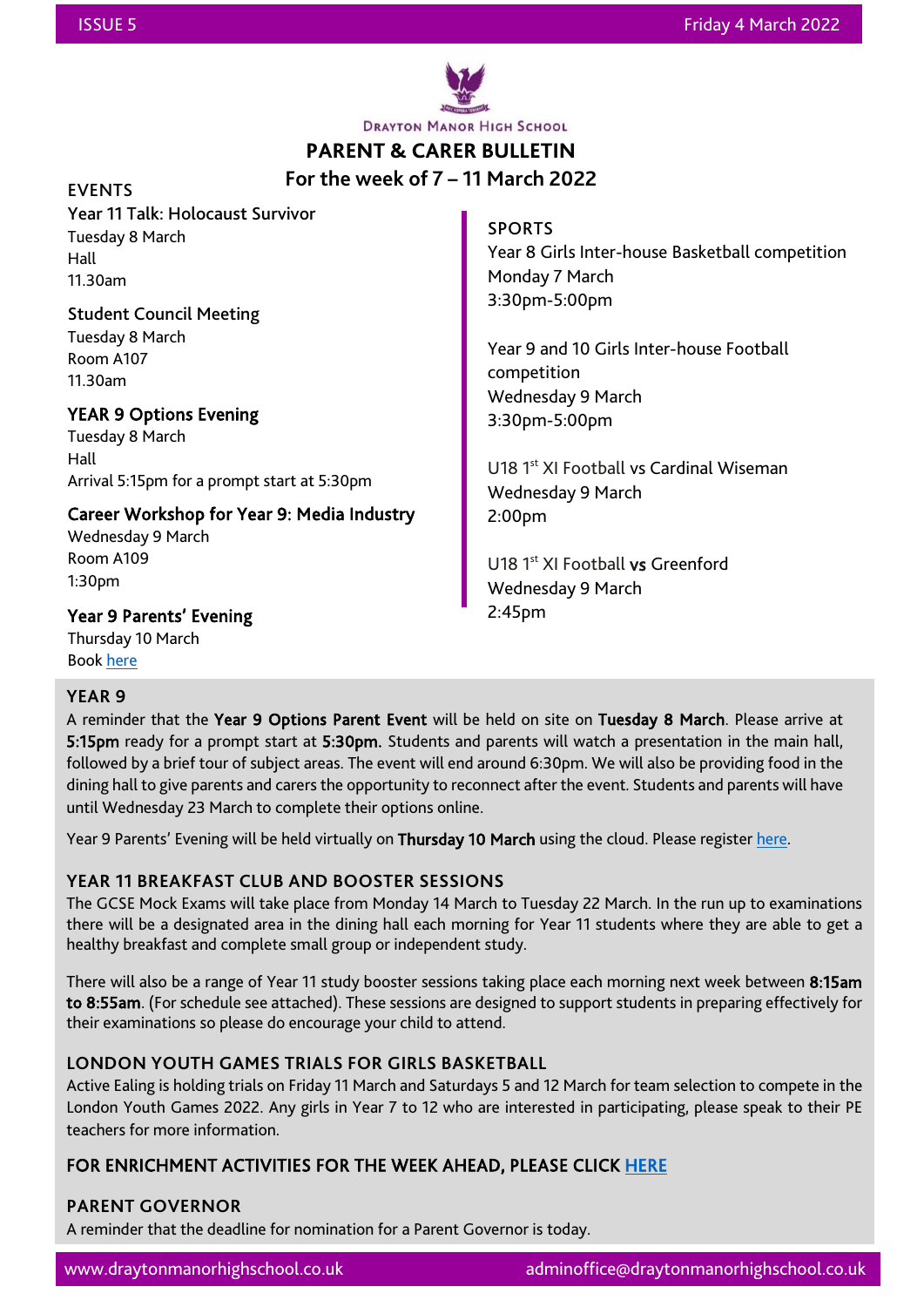DRAYTON MANOR HIGH SCHOOL

# PARENT & CARER BULLETIN
## For the week of 7 – 11 March 2022

### EVENTS

**Year 11 Talk: Holocaust Survivor**
Tuesday 8 March
Hall
11.30am

**Student Council Meeting**
Tuesday 8 March
Room A107
11.30am

**YEAR 9 Options Evening**
Tuesday 8 March
Hall
Arrival 5:15pm for a prompt start at 5:30pm

**Career Workshop for Year 9: Media Industry**
Wednesday 9 March
Room A109
1:30pm

**Year 9 Parents' Evening**
Thursday 10 March
Book here

### SPORTS

Year 8 Girls Inter-house Basketball competition
Monday 7 March
3:30pm-5:00pm

Year 9 and 10 Girls Inter-house Football competition
Wednesday 9 March
3:30pm-5:00pm

U18 1st XI Football vs Cardinal Wiseman
Wednesday 9 March
2:00pm

U18 1st XI Football **vs** Greenford
Wednesday 9 March
2:45pm

### YEAR 9

A reminder that the **Year 9 Options Parent Event** will be held on site on **Tuesday 8 March**. Please arrive at **5:15pm** ready for a prompt start at **5:30pm.** Students and parents will watch a presentation in the main hall, followed by a brief tour of subject areas. The event will end around 6:30pm. We will also be providing food in the dining hall to give parents and carers the opportunity to reconnect after the event. Students and parents will have until Wednesday 23 March to complete their options online.

Year 9 Parents' Evening will be held virtually on **Thursday 10 March** using the cloud. Please register here.

### YEAR 11 BREAKFAST CLUB AND BOOSTER SESSIONS

The GCSE Mock Exams will take place from Monday 14 March to Tuesday 22 March. In the run up to examinations there will be a designated area in the dining hall each morning for Year 11 students where they are able to get a healthy breakfast and complete small group or independent study.

There will also be a range of Year 11 study booster sessions taking place each morning next week between **8:15am to 8:55am**. (For schedule see attached). These sessions are designed to support students in preparing effectively for their examinations so please do encourage your child to attend.

### LONDON YOUTH GAMES TRIALS FOR GIRLS BASKETBALL

Active Ealing is holding trials on Friday 11 March and Saturdays 5 and 12 March for team selection to compete in the London Youth Games 2022. Any girls in Year 7 to 12 who are interested in participating, please speak to their PE teachers for more information.

### FOR ENRICHMENT ACTIVITIES FOR THE WEEK AHEAD, PLEASE CLICK HERE

### PARENT GOVERNOR

A reminder that the deadline for nomination for a Parent Governor is today.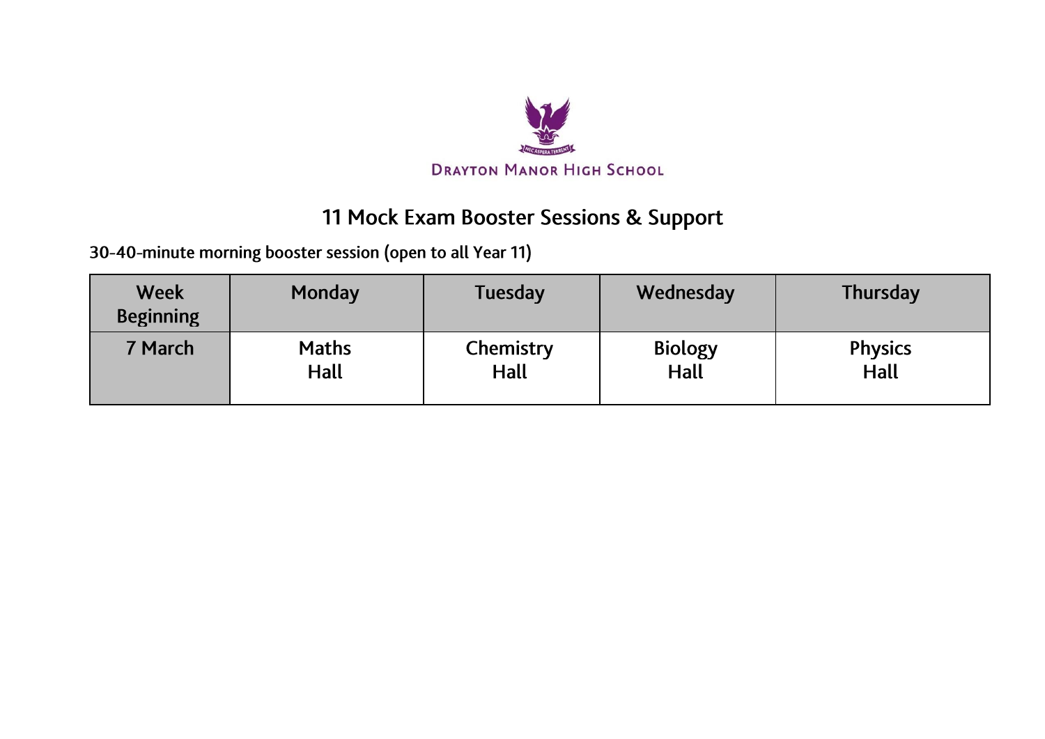DRAYTON MANOR HIGH SCHOOL

# 11 Mock Exam Booster Sessions & Support

30-40-minute morning booster session (open to all Year 11)

| Week Beginning | Monday | Tuesday | Wednesday | Thursday |
|---|---|---|---|---|
| 7 March | Maths<br>Hall | Chemistry<br>Hall | Biology<br>Hall | Physics<br>Hall |